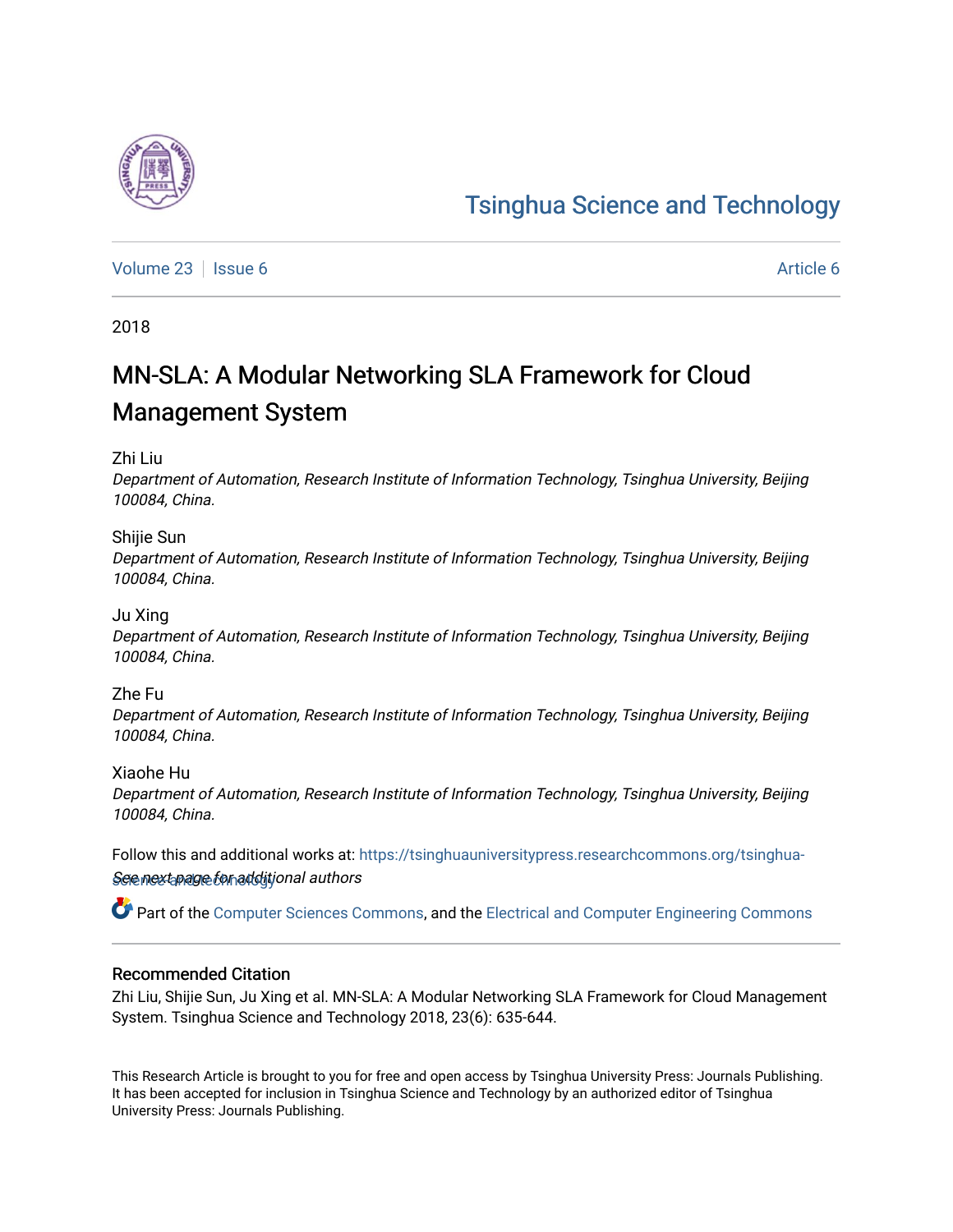# Tsinghua Science and Technology

Volume 23 | Issue 6 Article 6

2018

# MN-SLA: A Modular Networking SLA Framework for Cloud Management System

Zhi Liu
*Department of Automation, Research Institute of Information Technology, Tsinghua University, Beijing 100084, China.*

Shijie Sun
*Department of Automation, Research Institute of Information Technology, Tsinghua University, Beijing 100084, China.*

Ju Xing
*Department of Automation, Research Institute of Information Technology, Tsinghua University, Beijing 100084, China.*

Zhe Fu
*Department of Automation, Research Institute of Information Technology, Tsinghua University, Beijing 100084, China.*

Xiaohe Hu
*Department of Automation, Research Institute of Information Technology, Tsinghua University, Beijing 100084, China.*

*See next page for additional authors*

Follow this and additional works at: https://tsinghuauniversitypress.researchcommons.org/tsinghua-science-and-technology

Part of the Computer Sciences Commons, and the Electrical and Computer Engineering Commons

## Recommended Citation

Zhi Liu, Shijie Sun, Ju Xing et al. MN-SLA: A Modular Networking SLA Framework for Cloud Management System. Tsinghua Science and Technology 2018, 23(6): 635-644.

This Research Article is brought to you for free and open access by Tsinghua University Press: Journals Publishing. It has been accepted for inclusion in Tsinghua Science and Technology by an authorized editor of Tsinghua University Press: Journals Publishing.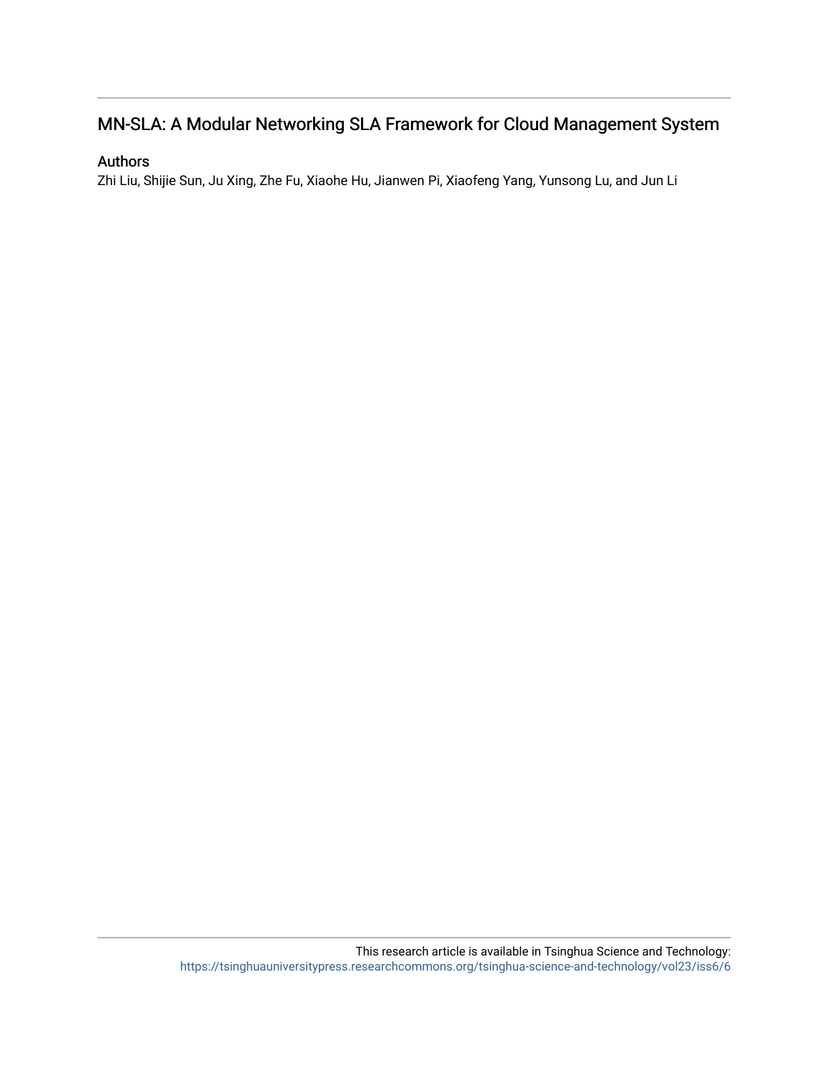# MN-SLA: A Modular Networking SLA Framework for Cloud Management System

## Authors

Zhi Liu, Shijie Sun, Ju Xing, Zhe Fu, Xiaohe Hu, Jianwen Pi, Xiaofeng Yang, Yunsong Lu, and Jun Li

This research article is available in Tsinghua Science and Technology: https://tsinghuauniversitypress.researchcommons.org/tsinghua-science-and-technology/vol23/iss6/6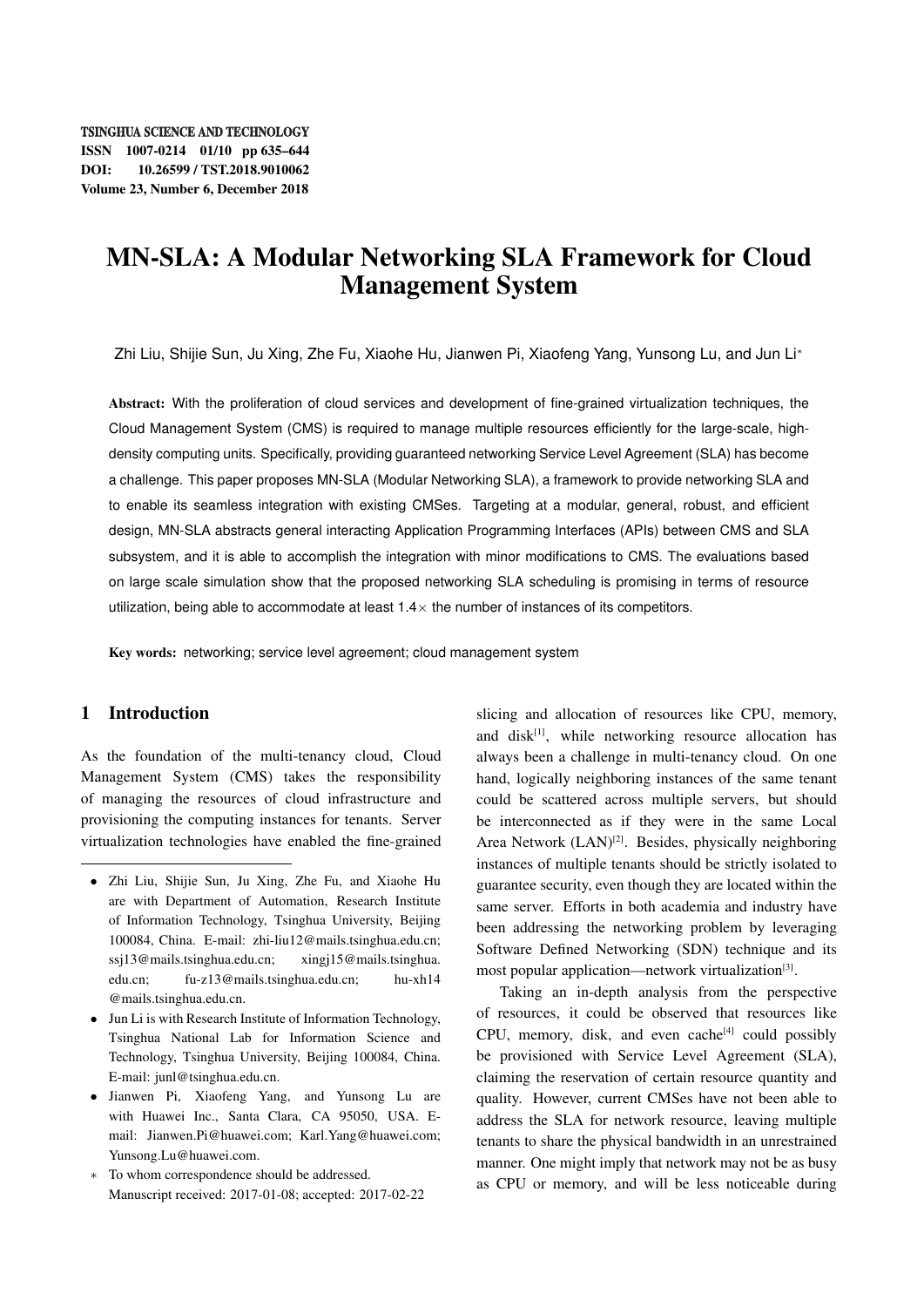# MN-SLA: A Modular Networking SLA Framework for Cloud Management System

Zhi Liu, Shijie Sun, Ju Xing, Zhe Fu, Xiaohe Hu, Jianwen Pi, Xiaofeng Yang, Yunsong Lu, and Jun Li*

**Abstract:** With the proliferation of cloud services and development of fine-grained virtualization techniques, the Cloud Management System (CMS) is required to manage multiple resources efficiently for the large-scale, high-density computing units. Specifically, providing guaranteed networking Service Level Agreement (SLA) has become a challenge. This paper proposes MN-SLA (Modular Networking SLA), a framework to provide networking SLA and to enable its seamless integration with existing CMSes. Targeting at a modular, general, robust, and efficient design, MN-SLA abstracts general interacting Application Programming Interfaces (APIs) between CMS and SLA subsystem, and it is able to accomplish the integration with minor modifications to CMS. The evaluations based on large scale simulation show that the proposed networking SLA scheduling is promising in terms of resource utilization, being able to accommodate at least 1.4× the number of instances of its competitors.

**Key words:** networking; service level agreement; cloud management system

## 1 Introduction

As the foundation of the multi-tenancy cloud, Cloud Management System (CMS) takes the responsibility of managing the resources of cloud infrastructure and provisioning the computing instances for tenants. Server virtualization technologies have enabled the fine-grained slicing and allocation of resources like CPU, memory, and disk[1], while networking resource allocation has always been a challenge in multi-tenancy cloud. On one hand, logically neighboring instances of the same tenant could be scattered across multiple servers, but should be interconnected as if they were in the same Local Area Network (LAN)[2]. Besides, physically neighboring instances of multiple tenants should be strictly isolated to guarantee security, even though they are located within the same server. Efforts in both academia and industry have been addressing the networking problem by leveraging Software Defined Networking (SDN) technique and its most popular application—network virtualization[3].

Taking an in-depth analysis from the perspective of resources, it could be observed that resources like CPU, memory, disk, and even cache[4] could possibly be provisioned with Service Level Agreement (SLA), claiming the reservation of certain resource quantity and quality. However, current CMSes have not been able to address the SLA for network resource, leaving multiple tenants to share the physical bandwidth in an unrestrained manner. One might imply that network may not be as busy as CPU or memory, and will be less noticeable during

- Zhi Liu, Shijie Sun, Ju Xing, Zhe Fu, and Xiaohe Hu are with Department of Automation, Research Institute of Information Technology, Tsinghua University, Beijing 100084, China. E-mail: zhi-liu12@mails.tsinghua.edu.cn; ssj13@mails.tsinghua.edu.cn; xingj15@mails.tsinghua.edu.cn; fu-z13@mails.tsinghua.edu.cn; hu-xh14@mails.tsinghua.edu.cn.
- Jun Li is with Research Institute of Information Technology, Tsinghua National Lab for Information Science and Technology, Tsinghua University, Beijing 100084, China. E-mail: junl@tsinghua.edu.cn.
- Jianwen Pi, Xiaofeng Yang, and Yunsong Lu are with Huawei Inc., Santa Clara, CA 95050, USA. E-mail: Jianwen.Pi@huawei.com; Karl.Yang@huawei.com; Yunsong.Lu@huawei.com.

* To whom correspondence should be addressed.
Manuscript received: 2017-01-08; accepted: 2017-02-22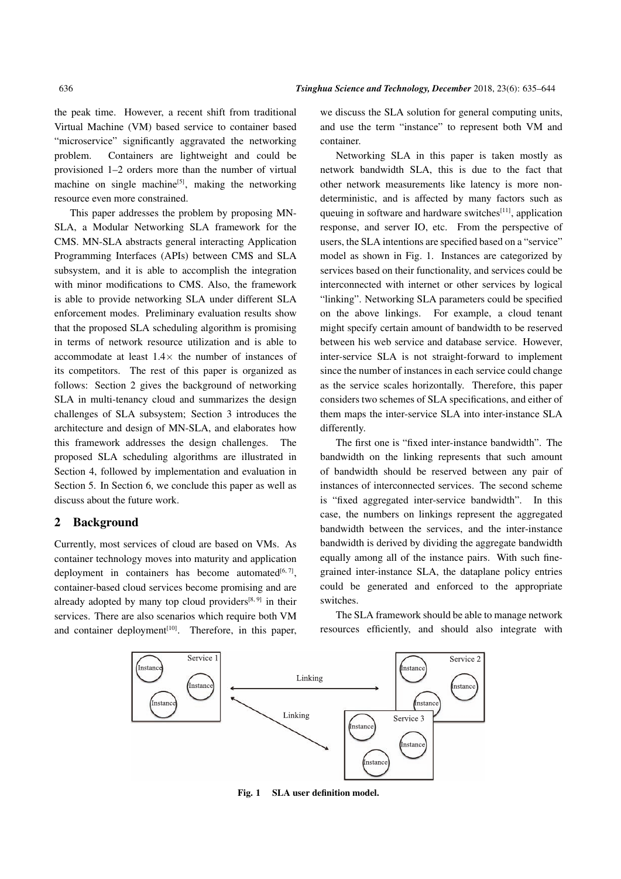the peak time. However, a recent shift from traditional Virtual Machine (VM) based service to container based "microservice" significantly aggravated the networking problem. Containers are lightweight and could be provisioned 1–2 orders more than the number of virtual machine on single machine[5], making the networking resource even more constrained.

This paper addresses the problem by proposing MN-SLA, a Modular Networking SLA framework for the CMS. MN-SLA abstracts general interacting Application Programming Interfaces (APIs) between CMS and SLA subsystem, and it is able to accomplish the integration with minor modifications to CMS. Also, the framework is able to provide networking SLA under different SLA enforcement modes. Preliminary evaluation results show that the proposed SLA scheduling algorithm is promising in terms of network resource utilization and is able to accommodate at least 1.4× the number of instances of its competitors. The rest of this paper is organized as follows: Section 2 gives the background of networking SLA in multi-tenancy cloud and summarizes the design challenges of SLA subsystem; Section 3 introduces the architecture and design of MN-SLA, and elaborates how this framework addresses the design challenges. The proposed SLA scheduling algorithms are illustrated in Section 4, followed by implementation and evaluation in Section 5. In Section 6, we conclude this paper as well as discuss about the future work.

## 2 Background

Currently, most services of cloud are based on VMs. As container technology moves into maturity and application deployment in containers has become automated[6, 7], container-based cloud services become promising and are already adopted by many top cloud providers[8, 9] in their services. There are also scenarios which require both VM and container deployment[10]. Therefore, in this paper, we discuss the SLA solution for general computing units, and use the term "instance" to represent both VM and container.

Networking SLA in this paper is taken mostly as network bandwidth SLA, this is due to the fact that other network measurements like latency is more non-deterministic, and is affected by many factors such as queuing in software and hardware switches[11], application response, and server IO, etc. From the perspective of users, the SLA intentions are specified based on a "service" model as shown in Fig. 1. Instances are categorized by services based on their functionality, and services could be interconnected with internet or other services by logical "linking". Networking SLA parameters could be specified on the above linkings. For example, a cloud tenant might specify certain amount of bandwidth to be reserved between his web service and database service. However, inter-service SLA is not straight-forward to implement since the number of instances in each service could change as the service scales horizontally. Therefore, this paper considers two schemes of SLA specifications, and either of them maps the inter-service SLA into inter-instance SLA differently.

The first one is "fixed inter-instance bandwidth". The bandwidth on the linking represents that such amount of bandwidth should be reserved between any pair of instances of interconnected services. The second scheme is "fixed aggregated inter-service bandwidth". In this case, the numbers on linkings represent the aggregated bandwidth between the services, and the inter-instance bandwidth is derived by dividing the aggregate bandwidth equally among all of the instance pairs. With such fine-grained inter-instance SLA, the dataplane policy entries could be generated and enforced to the appropriate switches.

The SLA framework should be able to manage network resources efficiently, and should also integrate with

**Fig. 1 SLA user definition model.**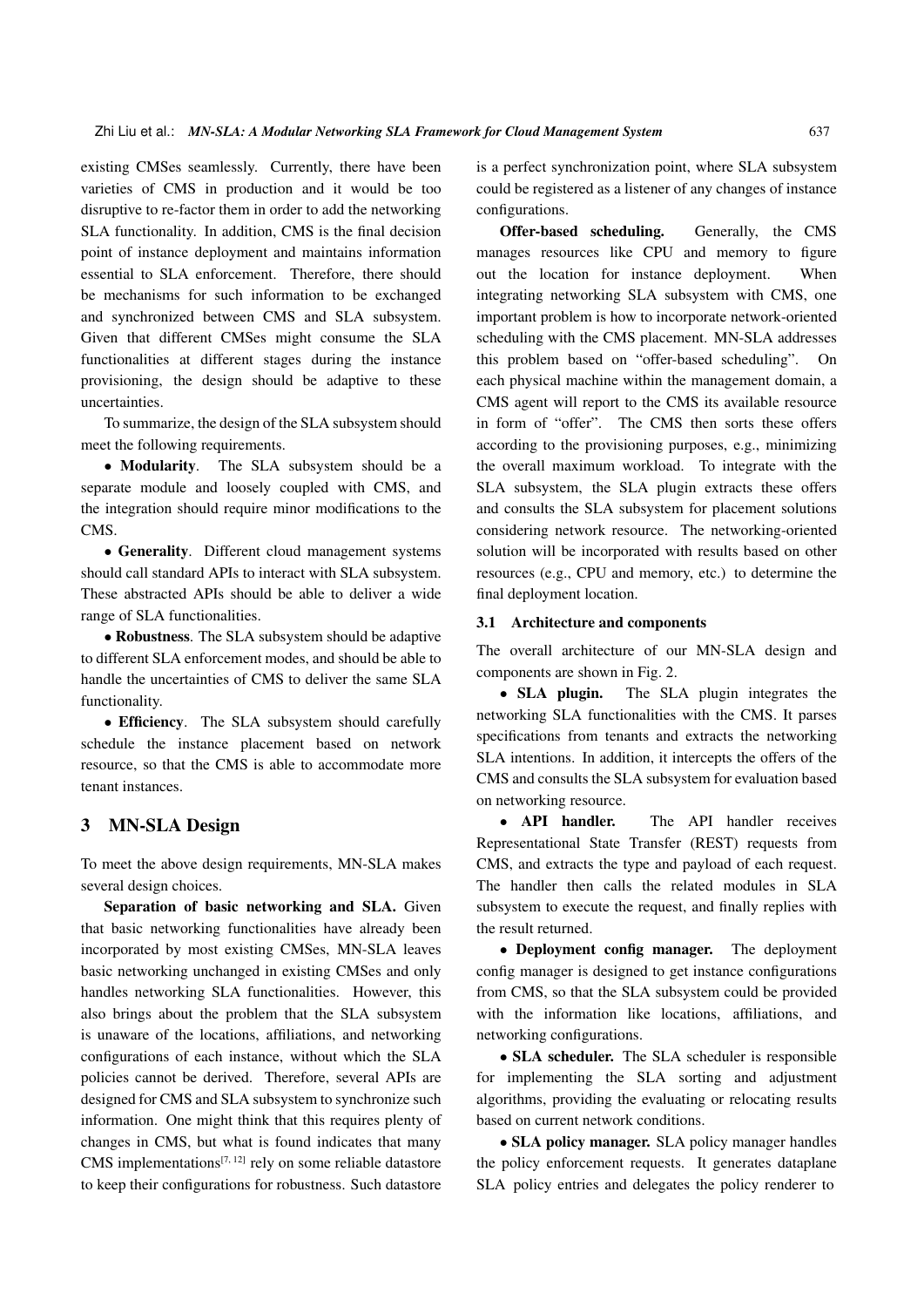existing CMSes seamlessly. Currently, there have been varieties of CMS in production and it would be too disruptive to re-factor them in order to add the networking SLA functionality. In addition, CMS is the final decision point of instance deployment and maintains information essential to SLA enforcement. Therefore, there should be mechanisms for such information to be exchanged and synchronized between CMS and SLA subsystem. Given that different CMSes might consume the SLA functionalities at different stages during the instance provisioning, the design should be adaptive to these uncertainties.

To summarize, the design of the SLA subsystem should meet the following requirements.

• **Modularity**. The SLA subsystem should be a separate module and loosely coupled with CMS, and the integration should require minor modifications to the CMS.

• **Generality**. Different cloud management systems should call standard APIs to interact with SLA subsystem. These abstracted APIs should be able to deliver a wide range of SLA functionalities.

• **Robustness**. The SLA subsystem should be adaptive to different SLA enforcement modes, and should be able to handle the uncertainties of CMS to deliver the same SLA functionality.

• **Efficiency**. The SLA subsystem should carefully schedule the instance placement based on network resource, so that the CMS is able to accommodate more tenant instances.

## 3 MN-SLA Design

To meet the above design requirements, MN-SLA makes several design choices.

**Separation of basic networking and SLA.** Given that basic networking functionalities have already been incorporated by most existing CMSes, MN-SLA leaves basic networking unchanged in existing CMSes and only handles networking SLA functionalities. However, this also brings about the problem that the SLA subsystem is unaware of the locations, affiliations, and networking configurations of each instance, without which the SLA policies cannot be derived. Therefore, several APIs are designed for CMS and SLA subsystem to synchronize such information. One might think that this requires plenty of changes in CMS, but what is found indicates that many CMS implementations[7, 12] rely on some reliable datastore to keep their configurations for robustness. Such datastore is a perfect synchronization point, where SLA subsystem could be registered as a listener of any changes of instance configurations.

**Offer-based scheduling.** Generally, the CMS manages resources like CPU and memory to figure out the location for instance deployment. When integrating networking SLA subsystem with CMS, one important problem is how to incorporate network-oriented scheduling with the CMS placement. MN-SLA addresses this problem based on "offer-based scheduling". On each physical machine within the management domain, a CMS agent will report to the CMS its available resource in form of "offer". The CMS then sorts these offers according to the provisioning purposes, e.g., minimizing the overall maximum workload. To integrate with the SLA subsystem, the SLA plugin extracts these offers and consults the SLA subsystem for placement solutions considering network resource. The networking-oriented solution will be incorporated with results based on other resources (e.g., CPU and memory, etc.) to determine the final deployment location.

### 3.1 Architecture and components

The overall architecture of our MN-SLA design and components are shown in Fig. 2.

• **SLA plugin.** The SLA plugin integrates the networking SLA functionalities with the CMS. It parses specifications from tenants and extracts the networking SLA intentions. In addition, it intercepts the offers of the CMS and consults the SLA subsystem for evaluation based on networking resource.

• **API handler.** The API handler receives Representational State Transfer (REST) requests from CMS, and extracts the type and payload of each request. The handler then calls the related modules in SLA subsystem to execute the request, and finally replies with the result returned.

• **Deployment config manager.** The deployment config manager is designed to get instance configurations from CMS, so that the SLA subsystem could be provided with the information like locations, affiliations, and networking configurations.

• **SLA scheduler.** The SLA scheduler is responsible for implementing the SLA sorting and adjustment algorithms, providing the evaluating or relocating results based on current network conditions.

• **SLA policy manager.** SLA policy manager handles the policy enforcement requests. It generates dataplane SLA policy entries and delegates the policy renderer to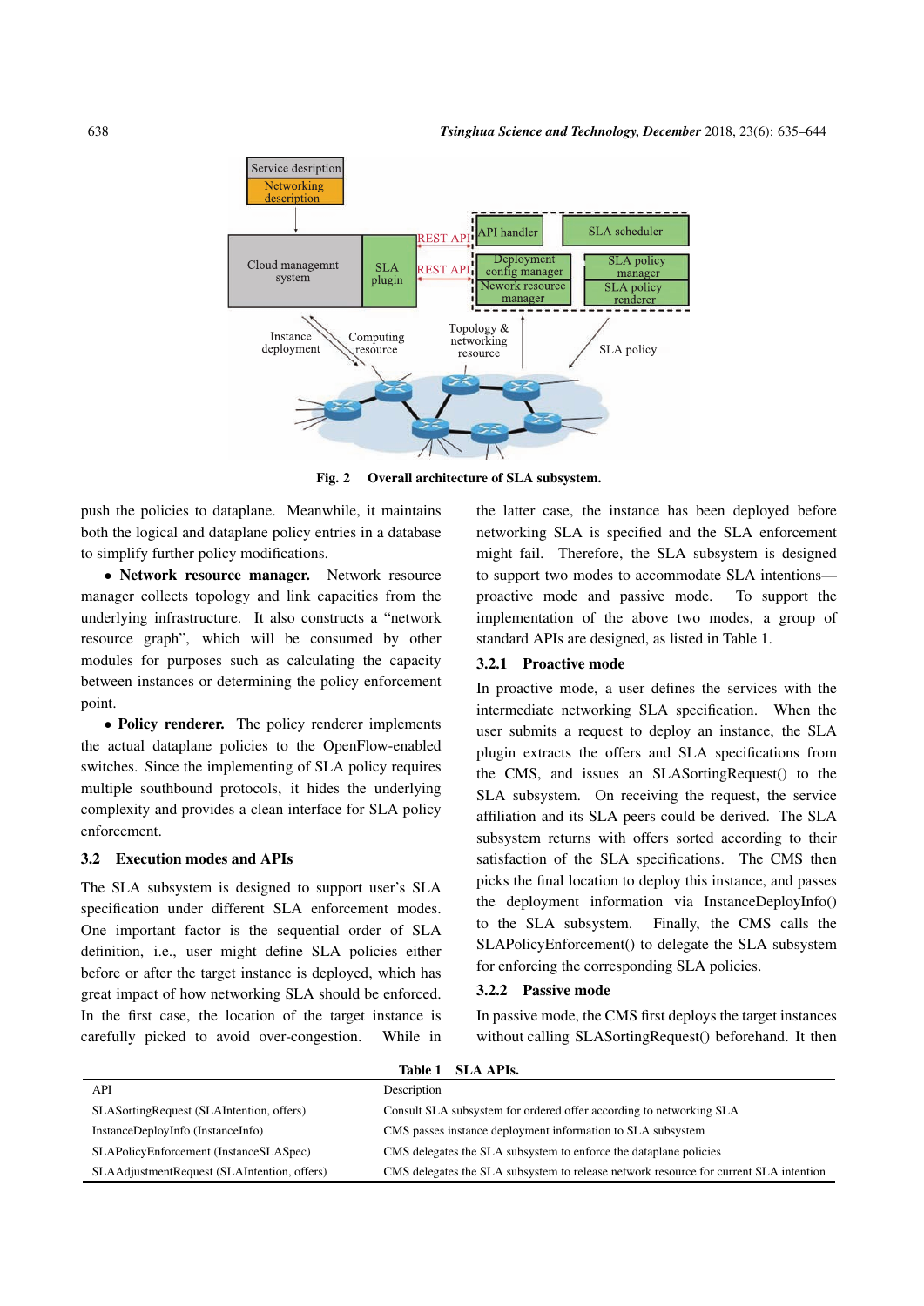Fig. 2 Overall architecture of SLA subsystem.

push the policies to dataplane. Meanwhile, it maintains both the logical and dataplane policy entries in a database to simplify further policy modifications.

- **Network resource manager.** Network resource manager collects topology and link capacities from the underlying infrastructure. It also constructs a "network resource graph", which will be consumed by other modules for purposes such as calculating the capacity between instances or determining the policy enforcement point.

- **Policy renderer.** The policy renderer implements the actual dataplane policies to the OpenFlow-enabled switches. Since the implementing of SLA policy requires multiple southbound protocols, it hides the underlying complexity and provides a clean interface for SLA policy enforcement.

### 3.2 Execution modes and APIs

The SLA subsystem is designed to support user's SLA specification under different SLA enforcement modes. One important factor is the sequential order of SLA definition, i.e., user might define SLA policies either before or after the target instance is deployed, which has great impact of how networking SLA should be enforced. In the first case, the location of the target instance is carefully picked to avoid over-congestion. While in the latter case, the instance has been deployed before networking SLA is specified and the SLA enforcement might fail. Therefore, the SLA subsystem is designed to support two modes to accommodate SLA intentions—proactive mode and passive mode. To support the implementation of the above two modes, a group of standard APIs are designed, as listed in Table 1.

#### 3.2.1 Proactive mode

In proactive mode, a user defines the services with the intermediate networking SLA specification. When the user submits a request to deploy an instance, the SLA plugin extracts the offers and SLA specifications from the CMS, and issues an SLASortingRequest() to the SLA subsystem. On receiving the request, the service affiliation and its SLA peers could be derived. The SLA subsystem returns with offers sorted according to their satisfaction of the SLA specifications. The CMS then picks the final location to deploy this instance, and passes the deployment information via InstanceDeployInfo() to the SLA subsystem. Finally, the CMS calls the SLAPolicyEnforcement() to delegate the SLA subsystem for enforcing the corresponding SLA policies.

#### 3.2.2 Passive mode

In passive mode, the CMS first deploys the target instances without calling SLASortingRequest() beforehand. It then

**Table 1 SLA APIs.**

| API | Description |
|---|---|
| SLASortingRequest (SLAIntention, offers) | Consult SLA subsystem for ordered offer according to networking SLA |
| InstanceDeployInfo (InstanceInfo) | CMS passes instance deployment information to SLA subsystem |
| SLAPolicyEnforcement (InstanceSLASpec) | CMS delegates the SLA subsystem to enforce the dataplane policies |
| SLAAdjustmentRequest (SLAIntention, offers) | CMS delegates the SLA subsystem to release network resource for current SLA intention |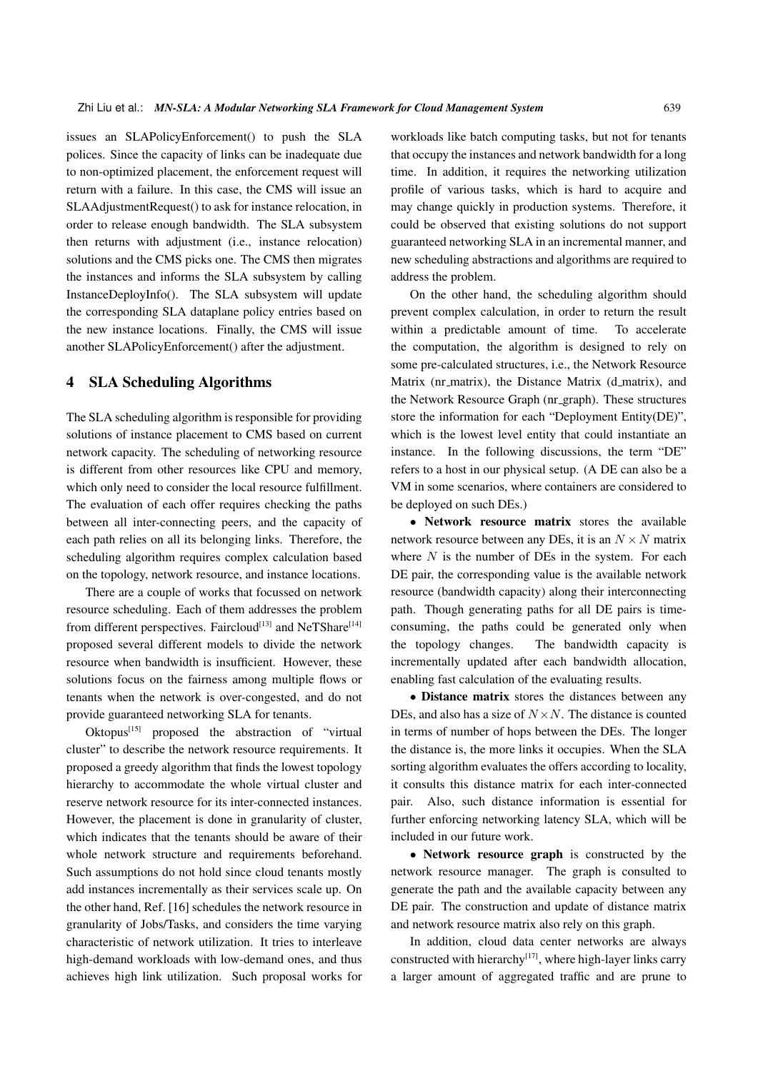issues an SLAPolicyEnforcement() to push the SLA polices. Since the capacity of links can be inadequate due to non-optimized placement, the enforcement request will return with a failure. In this case, the CMS will issue an SLAAdjustmentRequest() to ask for instance relocation, in order to release enough bandwidth. The SLA subsystem then returns with adjustment (i.e., instance relocation) solutions and the CMS picks one. The CMS then migrates the instances and informs the SLA subsystem by calling InstanceDeployInfo(). The SLA subsystem will update the corresponding SLA dataplane policy entries based on the new instance locations. Finally, the CMS will issue another SLAPolicyEnforcement() after the adjustment.

## 4 SLA Scheduling Algorithms

The SLA scheduling algorithm is responsible for providing solutions of instance placement to CMS based on current network capacity. The scheduling of networking resource is different from other resources like CPU and memory, which only need to consider the local resource fulfillment. The evaluation of each offer requires checking the paths between all inter-connecting peers, and the capacity of each path relies on all its belonging links. Therefore, the scheduling algorithm requires complex calculation based on the topology, network resource, and instance locations.

There are a couple of works that focussed on network resource scheduling. Each of them addresses the problem from different perspectives. Faircloud[13] and NeTShare[14] proposed several different models to divide the network resource when bandwidth is insufficient. However, these solutions focus on the fairness among multiple flows or tenants when the network is over-congested, and do not provide guaranteed networking SLA for tenants.

Oktopus[15] proposed the abstraction of "virtual cluster" to describe the network resource requirements. It proposed a greedy algorithm that finds the lowest topology hierarchy to accommodate the whole virtual cluster and reserve network resource for its inter-connected instances. However, the placement is done in granularity of cluster, which indicates that the tenants should be aware of their whole network structure and requirements beforehand. Such assumptions do not hold since cloud tenants mostly add instances incrementally as their services scale up. On the other hand, Ref. [16] schedules the network resource in granularity of Jobs/Tasks, and considers the time varying characteristic of network utilization. It tries to interleave high-demand workloads with low-demand ones, and thus achieves high link utilization. Such proposal works for workloads like batch computing tasks, but not for tenants that occupy the instances and network bandwidth for a long time. In addition, it requires the networking utilization profile of various tasks, which is hard to acquire and may change quickly in production systems. Therefore, it could be observed that existing solutions do not support guaranteed networking SLA in an incremental manner, and new scheduling abstractions and algorithms are required to address the problem.

On the other hand, the scheduling algorithm should prevent complex calculation, in order to return the result within a predictable amount of time. To accelerate the computation, the algorithm is designed to rely on some pre-calculated structures, i.e., the Network Resource Matrix (nr_matrix), the Distance Matrix (d_matrix), and the Network Resource Graph (nr_graph). These structures store the information for each "Deployment Entity(DE)", which is the lowest level entity that could instantiate an instance. In the following discussions, the term "DE" refers to a host in our physical setup. (A DE can also be a VM in some scenarios, where containers are considered to be deployed on such DEs.)

- **Network resource matrix** stores the available network resource between any DEs, it is an $N \times N$ matrix where $N$ is the number of DEs in the system. For each DE pair, the corresponding value is the available network resource (bandwidth capacity) along their interconnecting path. Though generating paths for all DE pairs is time-consuming, the paths could be generated only when the topology changes. The bandwidth capacity is incrementally updated after each bandwidth allocation, enabling fast calculation of the evaluating results.

- **Distance matrix** stores the distances between any DEs, and also has a size of $N \times N$. The distance is counted in terms of number of hops between the DEs. The longer the distance is, the more links it occupies. When the SLA sorting algorithm evaluates the offers according to locality, it consults this distance matrix for each inter-connected pair. Also, such distance information is essential for further enforcing networking latency SLA, which will be included in our future work.

- **Network resource graph** is constructed by the network resource manager. The graph is consulted to generate the path and the available capacity between any DE pair. The construction and update of distance matrix and network resource matrix also rely on this graph.

In addition, cloud data center networks are always constructed with hierarchy[17], where high-layer links carry a larger amount of aggregated traffic and are prune to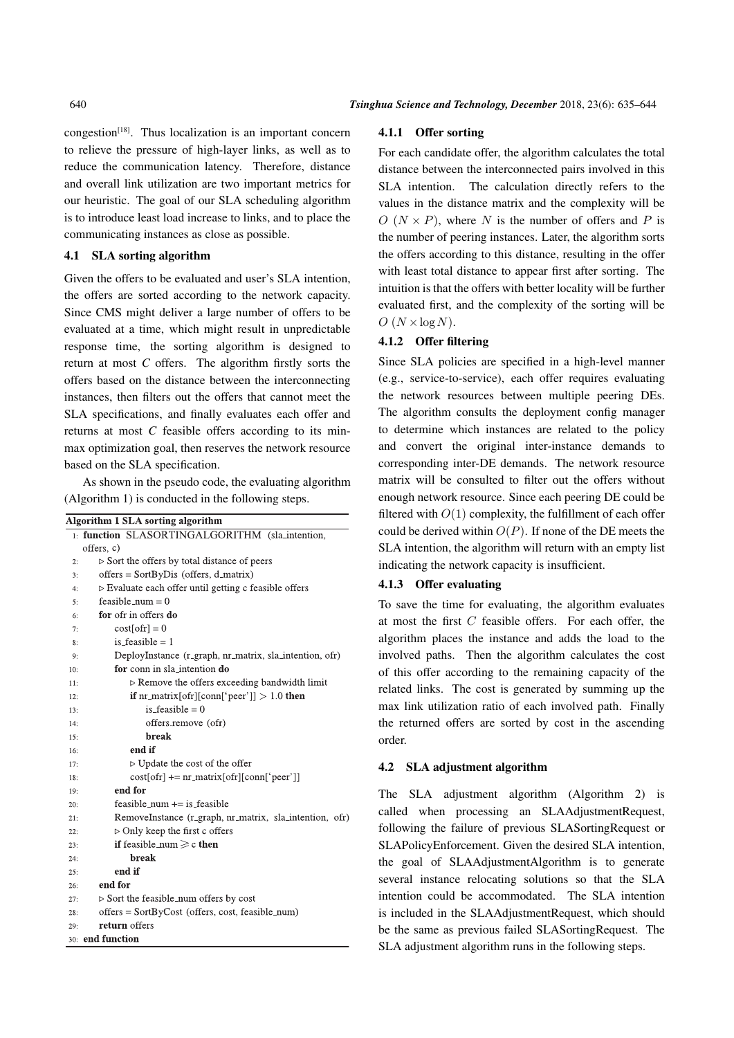congestion[18]. Thus localization is an important concern to relieve the pressure of high-layer links, as well as to reduce the communication latency. Therefore, distance and overall link utilization are two important metrics for our heuristic. The goal of our SLA scheduling algorithm is to introduce least load increase to links, and to place the communicating instances as close as possible.

### 4.1 SLA sorting algorithm

Given the offers to be evaluated and user's SLA intention, the offers are sorted according to the network capacity. Since CMS might deliver a large number of offers to be evaluated at a time, which might result in unpredictable response time, the sorting algorithm is designed to return at most *C* offers. The algorithm firstly sorts the offers based on the distance between the interconnecting instances, then filters out the offers that cannot meet the SLA specifications, and finally evaluates each offer and returns at most *C* feasible offers according to its min-max optimization goal, then reserves the network resource based on the SLA specification.

As shown in the pseudo code, the evaluating algorithm (Algorithm 1) is conducted in the following steps.

**Algorithm 1 SLA sorting algorithm**

```
1:  function SLASORTINGALGORITHM (sla_intention, offers, c)
2:      ▷ Sort the offers by total distance of peers
3:      offers = SortByDis (offers, d_matrix)
4:      ▷ Evaluate each offer until getting c feasible offers
5:      feasible_num = 0
6:      for ofr in offers do
7:          cost[ofr] = 0
8:          is_feasible = 1
9:          DeployInstance (r_graph, nr_matrix, sla_intention, ofr)
10:         for conn in sla_intention do
11:             ▷ Remove the offers exceeding bandwidth limit
12:             if nr_matrix[ofr][conn['peer']] > 1.0 then
13:                 is_feasible = 0
14:                 offers.remove (ofr)
15:                 break
16:             end if
17:             ▷ Update the cost of the offer
18:             cost[ofr] += nr_matrix[ofr][conn['peer']]
19:         end for
20:         feasible_num += is_feasible
21:         RemoveInstance (r_graph, nr_matrix, sla_intention, ofr)
22:         ▷ Only keep the first c offers
23:         if feasible_num ⩾ c then
24:             break
25:         end if
26:     end for
27:     ▷ Sort the feasible_num offers by cost
28:     offers = SortByCost (offers, cost, feasible_num)
29:     return offers
30: end function
```

#### 4.1.1 Offer sorting

For each candidate offer, the algorithm calculates the total distance between the interconnected pairs involved in this SLA intention. The calculation directly refers to the values in the distance matrix and the complexity will be $O\ (N \times P)$, where $N$ is the number of offers and $P$ is the number of peering instances. Later, the algorithm sorts the offers according to this distance, resulting in the offer with least total distance to appear first after sorting. The intuition is that the offers with better locality will be further evaluated first, and the complexity of the sorting will be $O\ (N \times \log N)$.

#### 4.1.2 Offer filtering

Since SLA policies are specified in a high-level manner (e.g., service-to-service), each offer requires evaluating the network resources between multiple peering DEs. The algorithm consults the deployment config manager to determine which instances are related to the policy and convert the original inter-instance demands to corresponding inter-DE demands. The network resource matrix will be consulted to filter out the offers without enough network resource. Since each peering DE could be filtered with $O(1)$ complexity, the fulfillment of each offer could be derived within $O(P)$. If none of the DE meets the SLA intention, the algorithm will return with an empty list indicating the network capacity is insufficient.

#### 4.1.3 Offer evaluating

To save the time for evaluating, the algorithm evaluates at most the first $C$ feasible offers. For each offer, the algorithm places the instance and adds the load to the involved paths. Then the algorithm calculates the cost of this offer according to the remaining capacity of the related links. The cost is generated by summing up the max link utilization ratio of each involved path. Finally the returned offers are sorted by cost in the ascending order.

### 4.2 SLA adjustment algorithm

The SLA adjustment algorithm (Algorithm 2) is called when processing an SLAAdjustmentRequest, following the failure of previous SLASortingRequest or SLAPolicyEnforcement. Given the desired SLA intention, the goal of SLAAdjustmentAlgorithm is to generate several instance relocating solutions so that the SLA intention could be accommodated. The SLA intention is included in the SLAAdjustmentRequest, which should be the same as previous failed SLASortingRequest. The SLA adjustment algorithm runs in the following steps.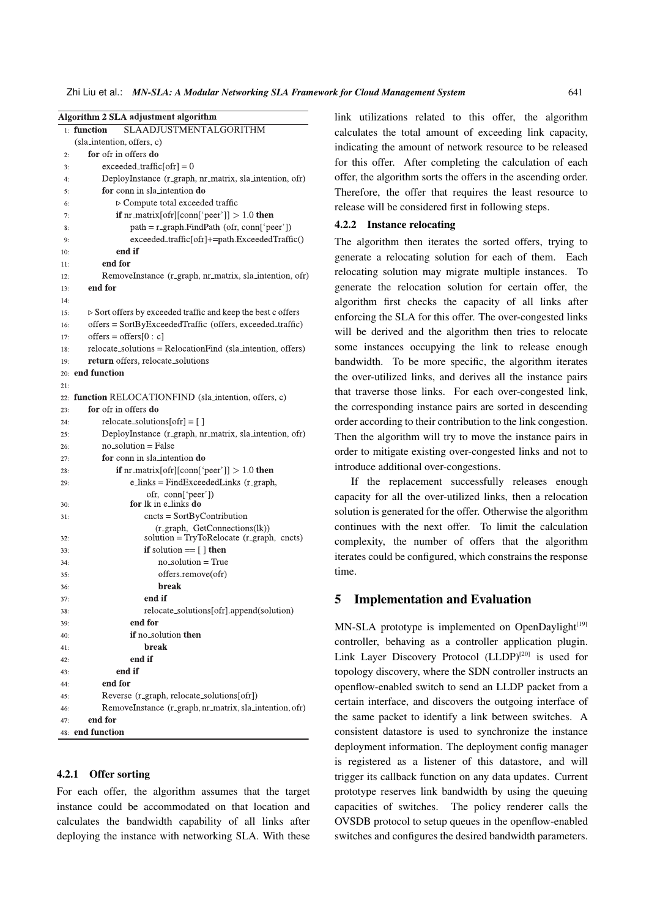**Algorithm 2** SLA adjustment algorithm

```
1:  function SLAADJUSTMENTALGORITHM (sla_intention, offers, c)
2:      for ofr in offers do
3:          exceeded_traffic[ofr] = 0
4:          DeployInstance (r_graph, nr_matrix, sla_intention, ofr)
5:          for conn in sla_intention do
6:              ▷ Compute total exceeded traffic
7:              if nr_matrix[ofr][conn['peer']] > 1.0 then
8:                  path = r_graph.FindPath (ofr, conn['peer'])
9:                  exceeded_traffic[ofr]+=path.ExceededTraffic()
10:             end if
11:         end for
12:         RemoveInstance (r_graph, nr_matrix, sla_intention, ofr)
13:     end for
14:
15:     ▷ Sort offers by exceeded traffic and keep the best c offers
16:     offers = SortByExceededTraffic (offers, exceeded_traffic)
17:     offers = offers[0 : c]
18:     relocate_solutions = RelocationFind (sla_intention, offers)
19:     return offers, relocate_solutions
20: end function
21:
22: function RELOCATIONFIND (sla_intention, offers, c)
23:     for ofr in offers do
24:         relocate_solutions[ofr] = [ ]
25:         DeployInstance (r_graph, nr_matrix, sla_intention, ofr)
26:         no_solution = False
27:         for conn in sla_intention do
28:             if nr_matrix[ofr][conn['peer']] > 1.0 then
29:                 e_links = FindExceededLinks (r_graph,
                        ofr, conn['peer'])
30:                 for lk in e_links do
31:                     cncts = SortByContribution
                            (r_graph, GetConnections(lk))
32:                     solution = TryToRelocate (r_graph, cncts)
33:                     if solution == [ ] then
34:                         no_solution = True
35:                         offers.remove(ofr)
36:                         break
37:                     end if
38:                     relocate_solutions[ofr].append(solution)
39:                 end for
40:                 if no_solution then
41:                     break
42:                 end if
43:             end if
44:         end for
45:         Reverse (r_graph, relocate_solutions[ofr])
46:         RemoveInstance (r_graph, nr_matrix, sla_intention, ofr)
47:     end for
48: end function
```

#### 4.2.1 Offer sorting

For each offer, the algorithm assumes that the target instance could be accommodated on that location and calculates the bandwidth capability of all links after deploying the instance with networking SLA. With these link utilizations related to this offer, the algorithm calculates the total amount of exceeding link capacity, indicating the amount of network resource to be released for this offer. After completing the calculation of each offer, the algorithm sorts the offers in the ascending order. Therefore, the offer that requires the least resource to release will be considered first in following steps.

#### 4.2.2 Instance relocating

The algorithm then iterates the sorted offers, trying to generate a relocating solution for each of them. Each relocating solution may migrate multiple instances. To generate the relocation solution for certain offer, the algorithm first checks the capacity of all links after enforcing the SLA for this offer. The over-congested links will be derived and the algorithm then tries to relocate some instances occupying the link to release enough bandwidth. To be more specific, the algorithm iterates the over-utilized links, and derives all the instance pairs that traverse those links. For each over-congested link, the corresponding instance pairs are sorted in descending order according to their contribution to the link congestion. Then the algorithm will try to move the instance pairs in order to mitigate existing over-congested links and not to introduce additional over-congestions.

If the replacement successfully releases enough capacity for all the over-utilized links, then a relocation solution is generated for the offer. Otherwise the algorithm continues with the next offer. To limit the calculation complexity, the number of offers that the algorithm iterates could be configured, which constrains the response time.

## 5 Implementation and Evaluation

MN-SLA prototype is implemented on OpenDaylight[19] controller, behaving as a controller application plugin. Link Layer Discovery Protocol (LLDP)[20] is used for topology discovery, where the SDN controller instructs an openflow-enabled switch to send an LLDP packet from a certain interface, and discovers the outgoing interface of the same packet to identify a link between switches. A consistent datastore is used to synchronize the instance deployment information. The deployment config manager is registered as a listener of this datastore, and will trigger its callback function on any data updates. Current prototype reserves link bandwidth by using the queuing capacities of switches. The policy renderer calls the OVSDB protocol to setup queues in the openflow-enabled switches and configures the desired bandwidth parameters.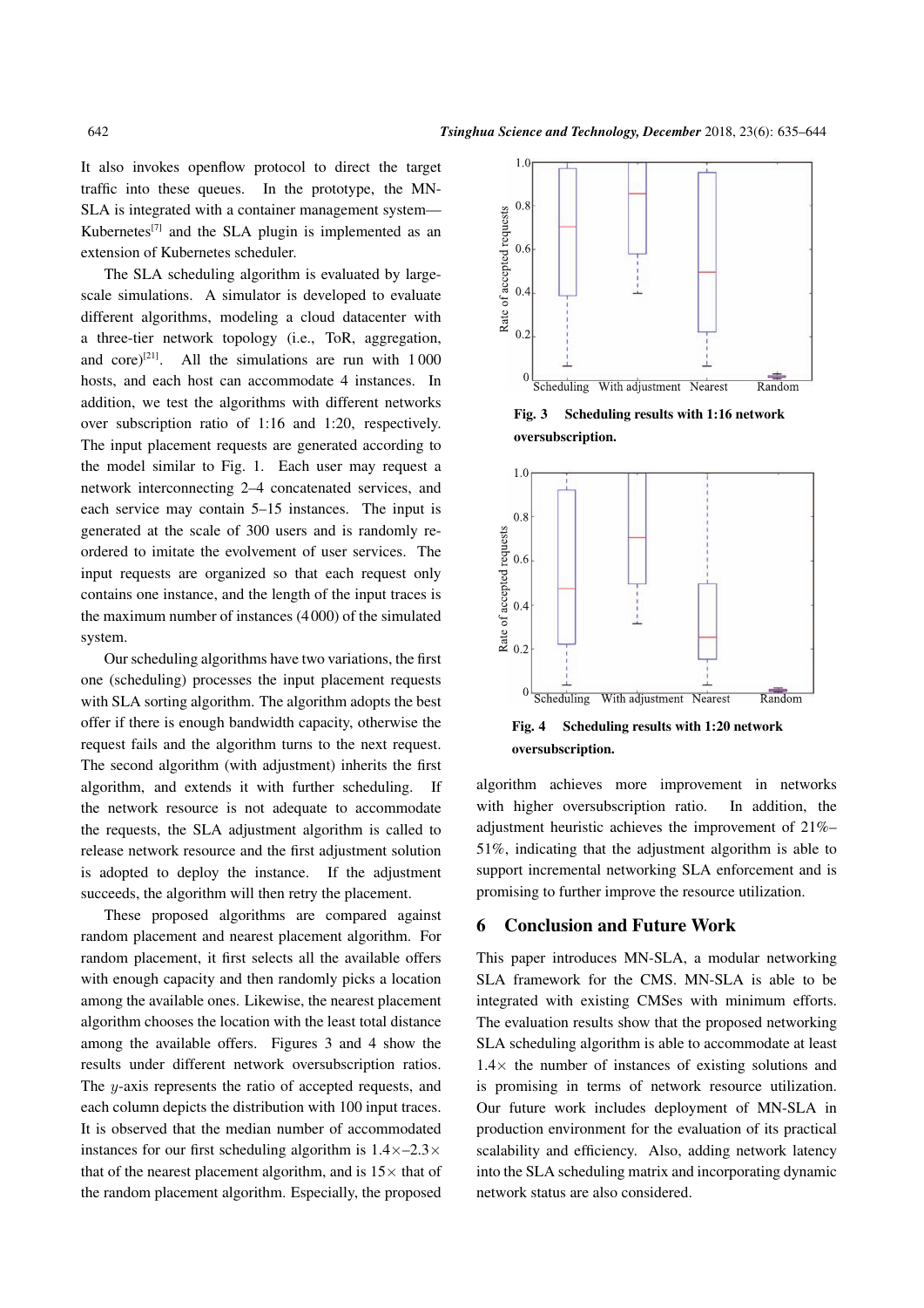It also invokes openflow protocol to direct the target traffic into these queues. In the prototype, the MN-SLA is integrated with a container management system—Kubernetes[7] and the SLA plugin is implemented as an extension of Kubernetes scheduler.

The SLA scheduling algorithm is evaluated by large-scale simulations. A simulator is developed to evaluate different algorithms, modeling a cloud datacenter with a three-tier network topology (i.e., ToR, aggregation, and core)[21]. All the simulations are run with 1 000 hosts, and each host can accommodate 4 instances. In addition, we test the algorithms with different networks over subscription ratio of 1:16 and 1:20, respectively. The input placement requests are generated according to the model similar to Fig. 1. Each user may request a network interconnecting 2–4 concatenated services, and each service may contain 5–15 instances. The input is generated at the scale of 300 users and is randomly re-ordered to imitate the evolvement of user services. The input requests are organized so that each request only contains one instance, and the length of the input traces is the maximum number of instances (4 000) of the simulated system.

Our scheduling algorithms have two variations, the first one (scheduling) processes the input placement requests with SLA sorting algorithm. The algorithm adopts the best offer if there is enough bandwidth capacity, otherwise the request fails and the algorithm turns to the next request. The second algorithm (with adjustment) inherits the first algorithm, and extends it with further scheduling. If the network resource is not adequate to accommodate the requests, the SLA adjustment algorithm is called to release network resource and the first adjustment solution is adopted to deploy the instance. If the adjustment succeeds, the algorithm will then retry the placement.

These proposed algorithms are compared against random placement and nearest placement algorithm. For random placement, it first selects all the available offers with enough capacity and then randomly picks a location among the available ones. Likewise, the nearest placement algorithm chooses the location with the least total distance among the available offers. Figures 3 and 4 show the results under different network oversubscription ratios. The $y$-axis represents the ratio of accepted requests, and each column depicts the distribution with 100 input traces. It is observed that the median number of accommodated instances for our first scheduling algorithm is $1.4\times$–$2.3\times$ that of the nearest placement algorithm, and is $15\times$ that of the random placement algorithm. Especially, the proposed algorithm achieves more improvement in networks with higher oversubscription ratio. In addition, the adjustment heuristic achieves the improvement of 21%–51%, indicating that the adjustment algorithm is able to support incremental networking SLA enforcement and is promising to further improve the resource utilization.

**Fig. 3 Scheduling results with 1:16 network oversubscription.**

**Fig. 4 Scheduling results with 1:20 network oversubscription.**

## 6 Conclusion and Future Work

This paper introduces MN-SLA, a modular networking SLA framework for the CMS. MN-SLA is able to be integrated with existing CMSes with minimum efforts. The evaluation results show that the proposed networking SLA scheduling algorithm is able to accommodate at least $1.4\times$ the number of instances of existing solutions and is promising in terms of network resource utilization. Our future work includes deployment of MN-SLA in production environment for the evaluation of its practical scalability and efficiency. Also, adding network latency into the SLA scheduling matrix and incorporating dynamic network status are also considered.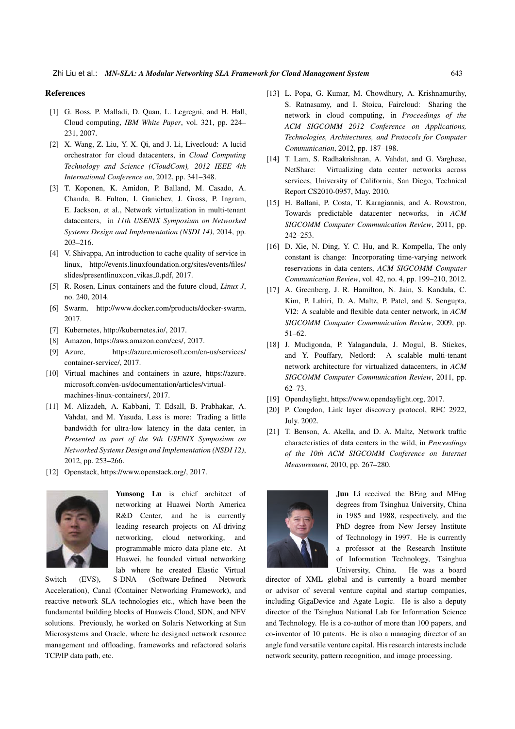## References

[1] G. Boss, P. Malladi, D. Quan, L. Legregni, and H. Hall, Cloud computing, *IBM White Paper*, vol. 321, pp. 224–231, 2007.

[2] X. Wang, Z. Liu, Y. X. Qi, and J. Li, Livecloud: A lucid orchestrator for cloud datacenters, in *Cloud Computing Technology and Science (CloudCom), 2012 IEEE 4th International Conference on*, 2012, pp. 341–348.

[3] T. Koponen, K. Amidon, P. Balland, M. Casado, A. Chanda, B. Fulton, I. Ganichev, J. Gross, P. Ingram, E. Jackson, et al., Network virtualization in multi-tenant datacenters, in *11th USENIX Symposium on Networked Systems Design and Implementation (NSDI 14)*, 2014, pp. 203–216.

[4] V. Shivappa, An introduction to cache quality of service in linux, http://events.linuxfoundation.org/sites/events/files/slides/presentlinuxcon_vikas_0.pdf, 2017.

[5] R. Rosen, Linux containers and the future cloud, *Linux J*, no. 240, 2014.

[6] Swarm, http://www.docker.com/products/docker-swarm, 2017.

[7] Kubernetes, http://kubernetes.io/, 2017.

[8] Amazon, https://aws.amazon.com/ecs/, 2017.

[9] Azure, https://azure.microsoft.com/en-us/services/container-service/, 2017.

[10] Virtual machines and containers in azure, https://azure.microsoft.com/en-us/documentation/articles/virtual-machines-linux-containers/, 2017.

[11] M. Alizadeh, A. Kabbani, T. Edsall, B. Prabhakar, A. Vahdat, and M. Yasuda, Less is more: Trading a little bandwidth for ultra-low latency in the data center, in *Presented as part of the 9th USENIX Symposium on Networked Systems Design and Implementation (NSDI 12)*, 2012, pp. 253–266.

[12] Openstack, https://www.openstack.org/, 2017.

[13] L. Popa, G. Kumar, M. Chowdhury, A. Krishnamurthy, S. Ratnasamy, and I. Stoica, Faircloud: Sharing the network in cloud computing, in *Proceedings of the ACM SIGCOMM 2012 Conference on Applications, Technologies, Architectures, and Protocols for Computer Communication*, 2012, pp. 187–198.

[14] T. Lam, S. Radhakrishnan, A. Vahdat, and G. Varghese, NetShare: Virtualizing data center networks across services, University of California, San Diego, Technical Report CS2010-0957, May. 2010.

[15] H. Ballani, P. Costa, T. Karagiannis, and A. Rowstron, Towards predictable datacenter networks, in *ACM SIGCOMM Computer Communication Review*, 2011, pp. 242–253.

[16] D. Xie, N. Ding, Y. C. Hu, and R. Kompella, The only constant is change: Incorporating time-varying network reservations in data centers, *ACM SIGCOMM Computer Communication Review*, vol. 42, no. 4, pp. 199–210, 2012.

[17] A. Greenberg, J. R. Hamilton, N. Jain, S. Kandula, C. Kim, P. Lahiri, D. A. Maltz, P. Patel, and S. Sengupta, Vl2: A scalable and flexible data center network, in *ACM SIGCOMM Computer Communication Review*, 2009, pp. 51–62.

[18] J. Mudigonda, P. Yalagandula, J. Mogul, B. Stiekes, and Y. Pouffary, Netlord: A scalable multi-tenant network architecture for virtualized datacenters, in *ACM SIGCOMM Computer Communication Review*, 2011, pp. 62–73.

[19] Opendaylight, https://www.opendaylight.org, 2017.

[20] P. Congdon, Link layer discovery protocol, RFC 2922, July. 2002.

[21] T. Benson, A. Akella, and D. A. Maltz, Network traffic characteristics of data centers in the wild, in *Proceedings of the 10th ACM SIGCOMM Conference on Internet Measurement*, 2010, pp. 267–280.

**Yunsong Lu** is chief architect of networking at Huawei North America R&D Center, and he is currently leading research projects on AI-driving networking, cloud networking, and programmable micro data plane etc. At Huawei, he founded virtual networking lab where he created Elastic Virtual Switch (EVS), S-DNA (Software-Defined Network Acceleration), Canal (Container Networking Framework), and reactive network SLA technologies etc., which have been the fundamental building blocks of Huaweis Cloud, SDN, and NFV solutions. Previously, he worked on Solaris Networking at Sun Microsystems and Oracle, where he designed network resource management and offloading, frameworks and refactored solaris TCP/IP data path, etc.

**Jun Li** received the BEng and MEng degrees from Tsinghua University, China in 1985 and 1988, respectively, and the PhD degree from New Jersey Institute of Technology in 1997. He is currently a professor at the Research Institute of Information Technology, Tsinghua University, China. He was a board director of XML global and is currently a board member or advisor of several venture capital and startup companies, including GigaDevice and Agate Logic. He is also a deputy director of the Tsinghua National Lab for Information Science and Technology. He is a co-author of more than 100 papers, and co-inventor of 10 patents. He is also a managing director of an angle fund versatile venture capital. His research interests include network security, pattern recognition, and image processing.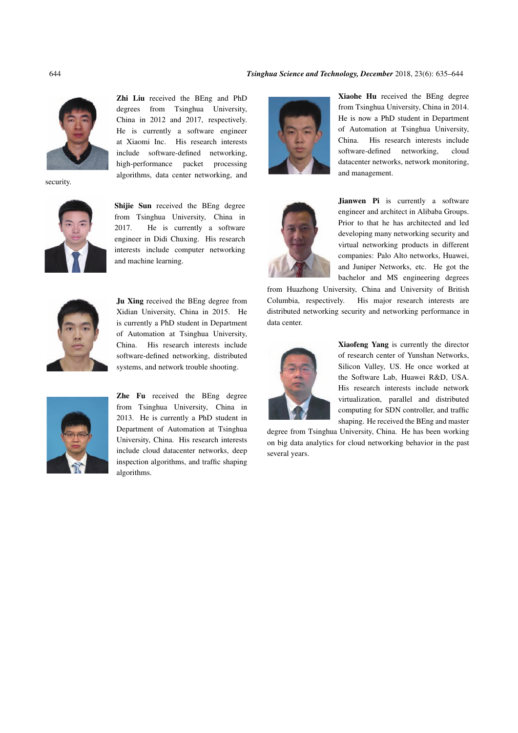**Zhi Liu** received the BEng and PhD degrees from Tsinghua University, China in 2012 and 2017, respectively. He is currently a software engineer at Xiaomi Inc. His research interests include software-defined networking, high-performance packet processing algorithms, data center networking, and security.

**Shijie Sun** received the BEng degree from Tsinghua University, China in 2017. He is currently a software engineer in Didi Chuxing. His research interests include computer networking and machine learning.

**Ju Xing** received the BEng degree from Xidian University, China in 2015. He is currently a PhD student in Department of Automation at Tsinghua University, China. His research interests include software-defined networking, distributed systems, and network trouble shooting.

**Zhe Fu** received the BEng degree from Tsinghua University, China in 2013. He is currently a PhD student in Department of Automation at Tsinghua University, China. His research interests include cloud datacenter networks, deep inspection algorithms, and traffic shaping algorithms.

**Xiaohe Hu** received the BEng degree from Tsinghua University, China in 2014. He is now a PhD student in Department of Automation at Tsinghua University, China. His research interests include software-defined networking, cloud datacenter networks, network monitoring, and management.

**Jianwen Pi** is currently a software engineer and architect in Alibaba Groups. Prior to that he has architected and led developing many networking security and virtual networking products in different companies: Palo Alto networks, Huawei, and Juniper Networks, etc. He got the bachelor and MS engineering degrees from Huazhong University, China and University of British Columbia, respectively. His major research interests are distributed networking security and networking performance in data center.

**Xiaofeng Yang** is currently the director of research center of Yunshan Networks, Silicon Valley, US. He once worked at the Software Lab, Huawei R&D, USA. His research interests include network virtualization, parallel and distributed computing for SDN controller, and traffic shaping. He received the BEng and master degree from Tsinghua University, China. He has been working on big data analytics for cloud networking behavior in the past several years.